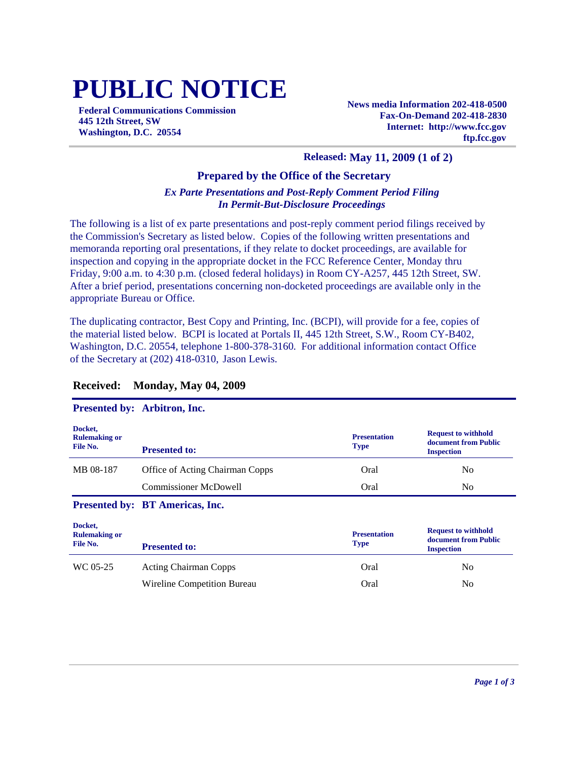# PUBLIC NOTICE

**Federal Communications Commission**
**445 12th Street, SW**
**Washington, D.C. 20554**

**News media Information 202-418-0500**
**Fax-On-Demand 202-418-2830**
**Internet: http://www.fcc.gov**
**ftp.fcc.gov**

**Released: May 11, 2009 (1 of 2)**

**Prepared by the Office of the Secretary**

***Ex Parte Presentations and Post-Reply Comment Period Filing***
***In Permit-But-Disclosure Proceedings***

The following is a list of ex parte presentations and post-reply comment period filings received by the Commission's Secretary as listed below. Copies of the following written presentations and memoranda reporting oral presentations, if they relate to docket proceedings, are available for inspection and copying in the appropriate docket in the FCC Reference Center, Monday thru Friday, 9:00 a.m. to 4:30 p.m. (closed federal holidays) in Room CY-A257, 445 12th Street, SW. After a brief period, presentations concerning non-docketed proceedings are available only in the appropriate Bureau or Office.

The duplicating contractor, Best Copy and Printing, Inc. (BCPI), will provide for a fee, copies of the material listed below. BCPI is located at Portals II, 445 12th Street, S.W., Room CY-B402, Washington, D.C. 20554, telephone 1-800-378-3160. For additional information contact Office of the Secretary at (202) 418-0310, Jason Lewis.

## Received: Monday, May 04, 2009

### Presented by: Arbitron, Inc.

| Docket, Rulemaking or File No. | Presented to: | Presentation Type | Request to withhold document from Public Inspection |
|---|---|---|---|
| MB 08-187 | Office of Acting Chairman Copps | Oral | No |
| | Commissioner McDowell | Oral | No |

### Presented by: BT Americas, Inc.

| Docket, Rulemaking or File No. | Presented to: | Presentation Type | Request to withhold document from Public Inspection |
|---|---|---|---|
| WC 05-25 | Acting Chairman Copps | Oral | No |
| | Wireline Competition Bureau | Oral | No |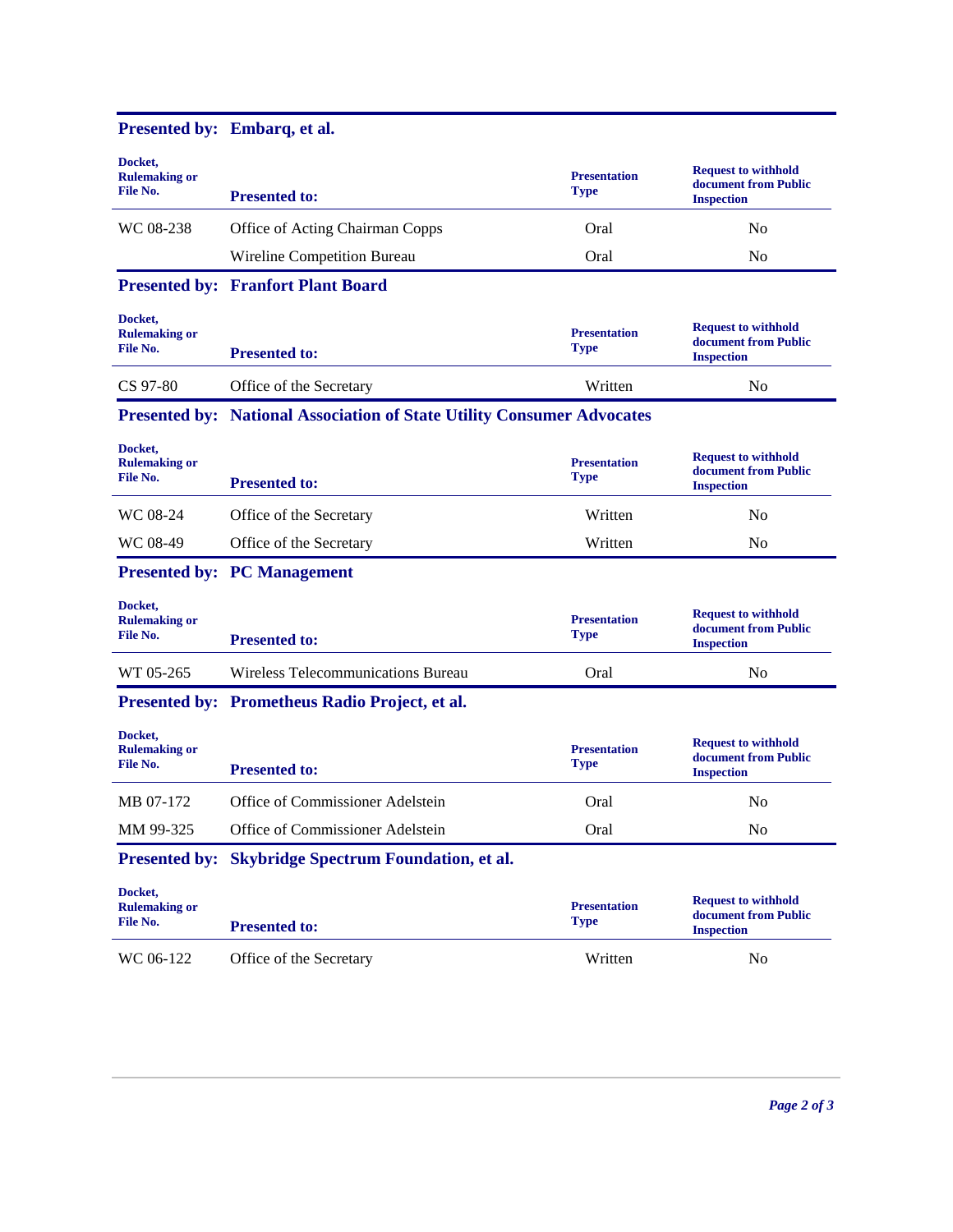## Presented by: Embarq, et al.

| Docket, Rulemaking or File No. | Presented to: | Presentation Type | Request to withhold document from Public Inspection |
| --- | --- | --- | --- |
| WC 08-238 | Office of Acting Chairman Copps | Oral | No |
| | Wireline Competition Bureau | Oral | No |

## Presented by: Franfort Plant Board

| Docket, Rulemaking or File No. | Presented to: | Presentation Type | Request to withhold document from Public Inspection |
| --- | --- | --- | --- |
| CS 97-80 | Office of the Secretary | Written | No |

## Presented by: National Association of State Utility Consumer Advocates

| Docket, Rulemaking or File No. | Presented to: | Presentation Type | Request to withhold document from Public Inspection |
| --- | --- | --- | --- |
| WC 08-24 | Office of the Secretary | Written | No |
| WC 08-49 | Office of the Secretary | Written | No |

## Presented by: PC Management

| Docket, Rulemaking or File No. | Presented to: | Presentation Type | Request to withhold document from Public Inspection |
| --- | --- | --- | --- |
| WT 05-265 | Wireless Telecommunications Bureau | Oral | No |

## Presented by: Prometheus Radio Project, et al.

| Docket, Rulemaking or File No. | Presented to: | Presentation Type | Request to withhold document from Public Inspection |
| --- | --- | --- | --- |
| MB 07-172 | Office of Commissioner Adelstein | Oral | No |
| MM 99-325 | Office of Commissioner Adelstein | Oral | No |

## Presented by: Skybridge Spectrum Foundation, et al.

| Docket, Rulemaking or File No. | Presented to: | Presentation Type | Request to withhold document from Public Inspection |
| --- | --- | --- | --- |
| WC 06-122 | Office of the Secretary | Written | No |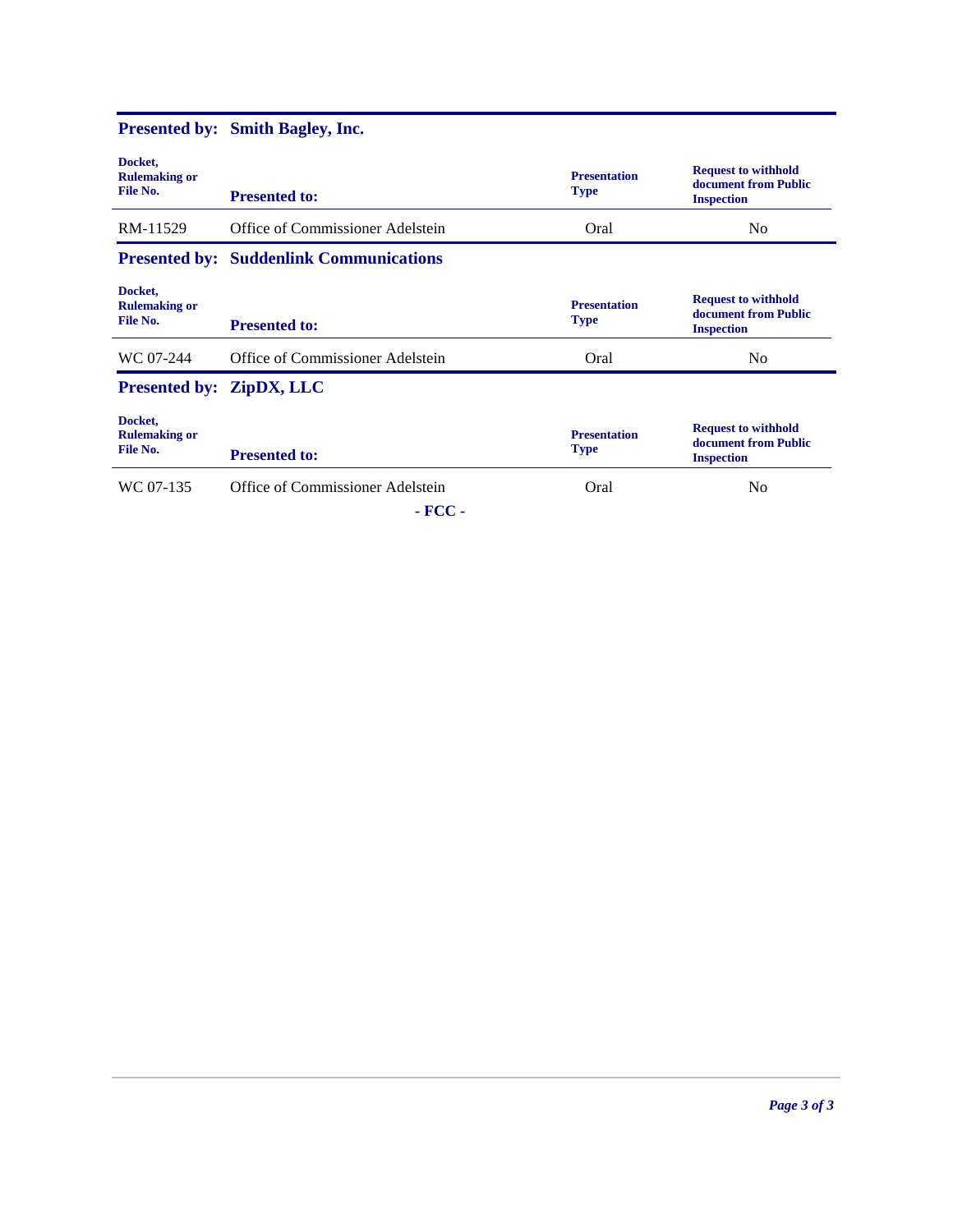## Presented by: Smith Bagley, Inc.

| Docket, Rulemaking or File No. | Presented to: | Presentation Type | Request to withhold document from Public Inspection |
|---|---|---|---|
| RM-11529 | Office of Commissioner Adelstein | Oral | No |

## Presented by: Suddenlink Communications

| Docket, Rulemaking or File No. | Presented to: | Presentation Type | Request to withhold document from Public Inspection |
|---|---|---|---|
| WC 07-244 | Office of Commissioner Adelstein | Oral | No |

## Presented by: ZipDX, LLC

| Docket, Rulemaking or File No. | Presented to: | Presentation Type | Request to withhold document from Public Inspection |
|---|---|---|---|
| WC 07-135 | Office of Commissioner Adelstein | Oral | No |

**- FCC -**